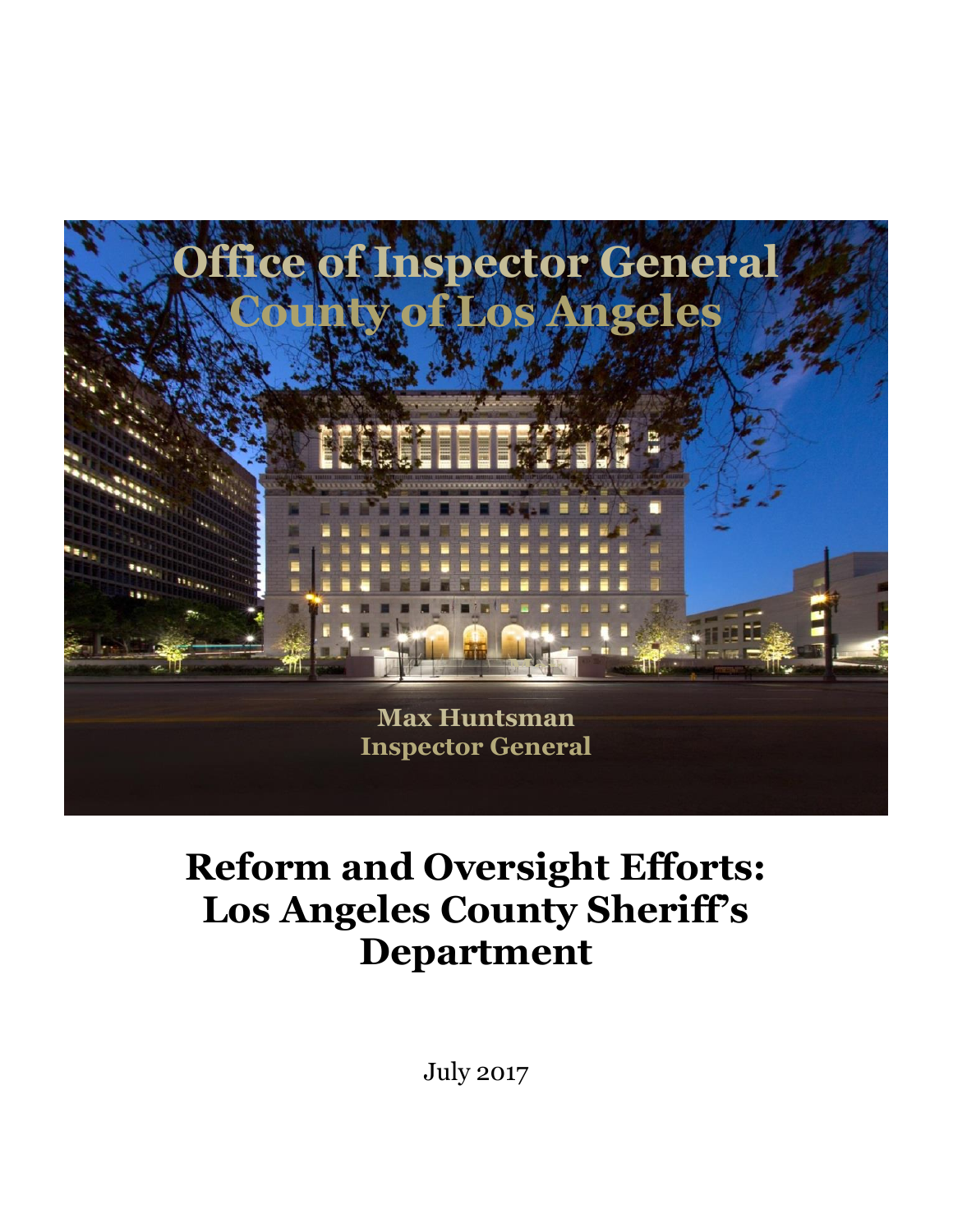# Office of Inspector General
# County of Los Angeles

**Max Huntsman**
**Inspector General**

# Reform and Oversight Efforts: Los Angeles County Sheriff's Department

July 2017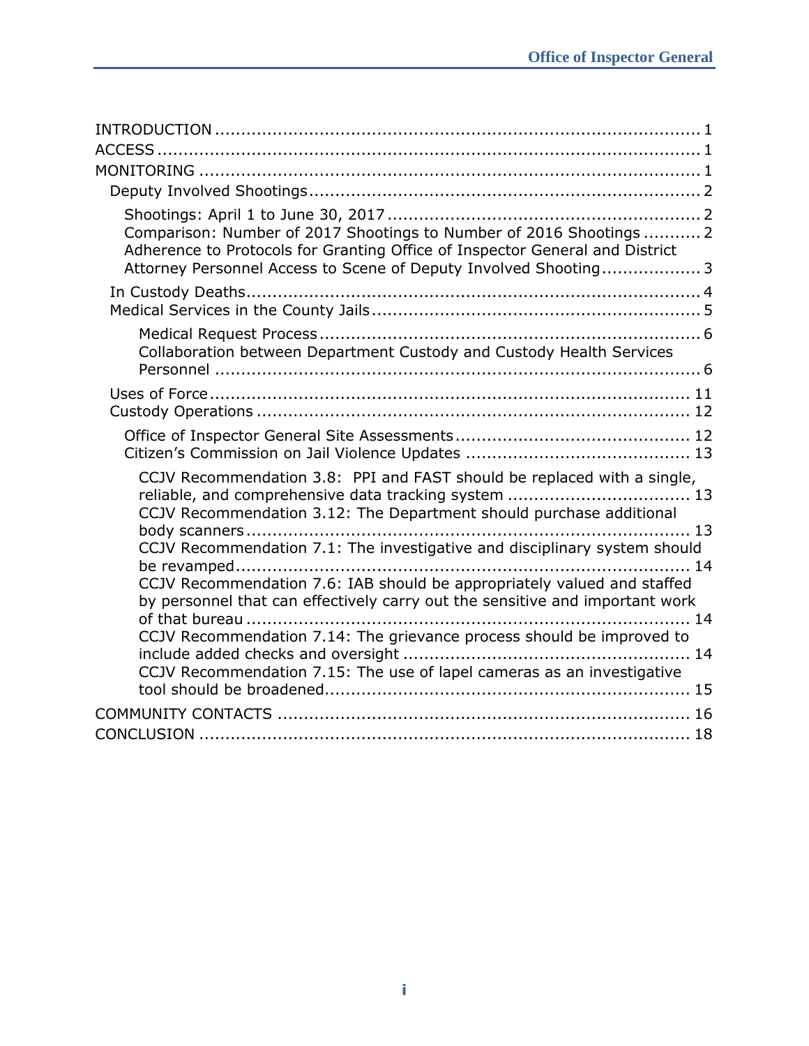- INTRODUCTION ........ 1
- ACCESS ........ 1
- MONITORING ........ 1
  - Deputy Involved Shootings ........ 2
    - Shootings: April 1 to June 30, 2017 ........ 2
    - Comparison: Number of 2017 Shootings to Number of 2016 Shootings ........ 2
    - Adherence to Protocols for Granting Office of Inspector General and District Attorney Personnel Access to Scene of Deputy Involved Shooting ........ 3
  - In Custody Deaths ........ 4
  - Medical Services in the County Jails ........ 5
    - Medical Request Process ........ 6
    - Collaboration between Department Custody and Custody Health Services Personnel ........ 6
  - Uses of Force ........ 11
  - Custody Operations ........ 12
    - Office of Inspector General Site Assessments ........ 12
    - Citizen's Commission on Jail Violence Updates ........ 13
      - CCJV Recommendation 3.8: PPI and FAST should be replaced with a single, reliable, and comprehensive data tracking system ........ 13
      - CCJV Recommendation 3.12: The Department should purchase additional body scanners ........ 13
      - CCJV Recommendation 7.1: The investigative and disciplinary system should be revamped ........ 14
      - CCJV Recommendation 7.6: IAB should be appropriately valued and staffed by personnel that can effectively carry out the sensitive and important work of that bureau ........ 14
      - CCJV Recommendation 7.14: The grievance process should be improved to include added checks and oversight ........ 14
      - CCJV Recommendation 7.15: The use of lapel cameras as an investigative tool should be broadened ........ 15
- COMMUNITY CONTACTS ........ 16
- CONCLUSION ........ 18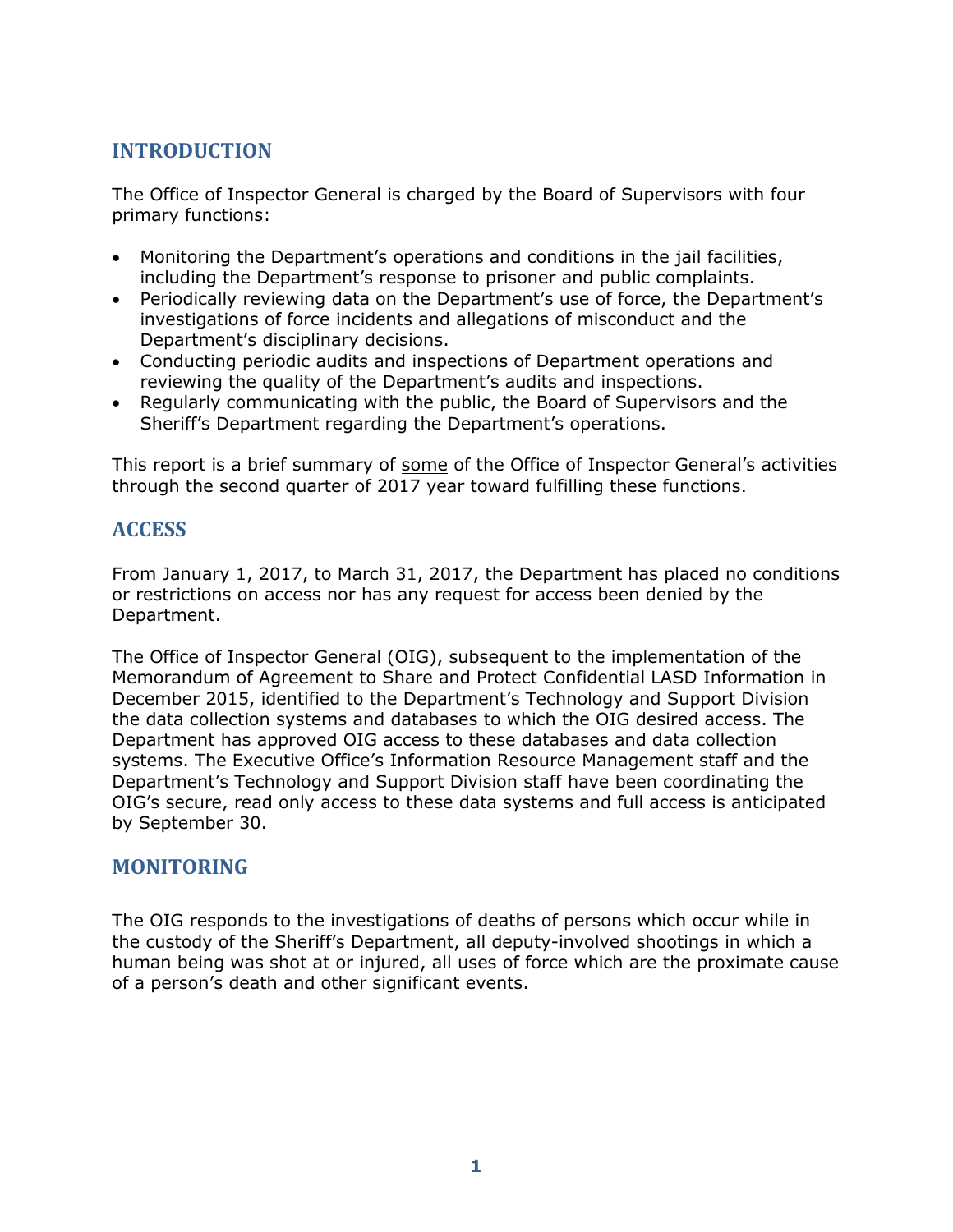## INTRODUCTION

The Office of Inspector General is charged by the Board of Supervisors with four primary functions:

- Monitoring the Department's operations and conditions in the jail facilities, including the Department's response to prisoner and public complaints.
- Periodically reviewing data on the Department's use of force, the Department's investigations of force incidents and allegations of misconduct and the Department's disciplinary decisions.
- Conducting periodic audits and inspections of Department operations and reviewing the quality of the Department's audits and inspections.
- Regularly communicating with the public, the Board of Supervisors and the Sheriff's Department regarding the Department's operations.

This report is a brief summary of <u>some</u> of the Office of Inspector General's activities through the second quarter of 2017 year toward fulfilling these functions.

## ACCESS

From January 1, 2017, to March 31, 2017, the Department has placed no conditions or restrictions on access nor has any request for access been denied by the Department.

The Office of Inspector General (OIG), subsequent to the implementation of the Memorandum of Agreement to Share and Protect Confidential LASD Information in December 2015, identified to the Department's Technology and Support Division the data collection systems and databases to which the OIG desired access. The Department has approved OIG access to these databases and data collection systems. The Executive Office's Information Resource Management staff and the Department's Technology and Support Division staff have been coordinating the OIG's secure, read only access to these data systems and full access is anticipated by September 30.

## MONITORING

The OIG responds to the investigations of deaths of persons which occur while in the custody of the Sheriff's Department, all deputy-involved shootings in which a human being was shot at or injured, all uses of force which are the proximate cause of a person's death and other significant events.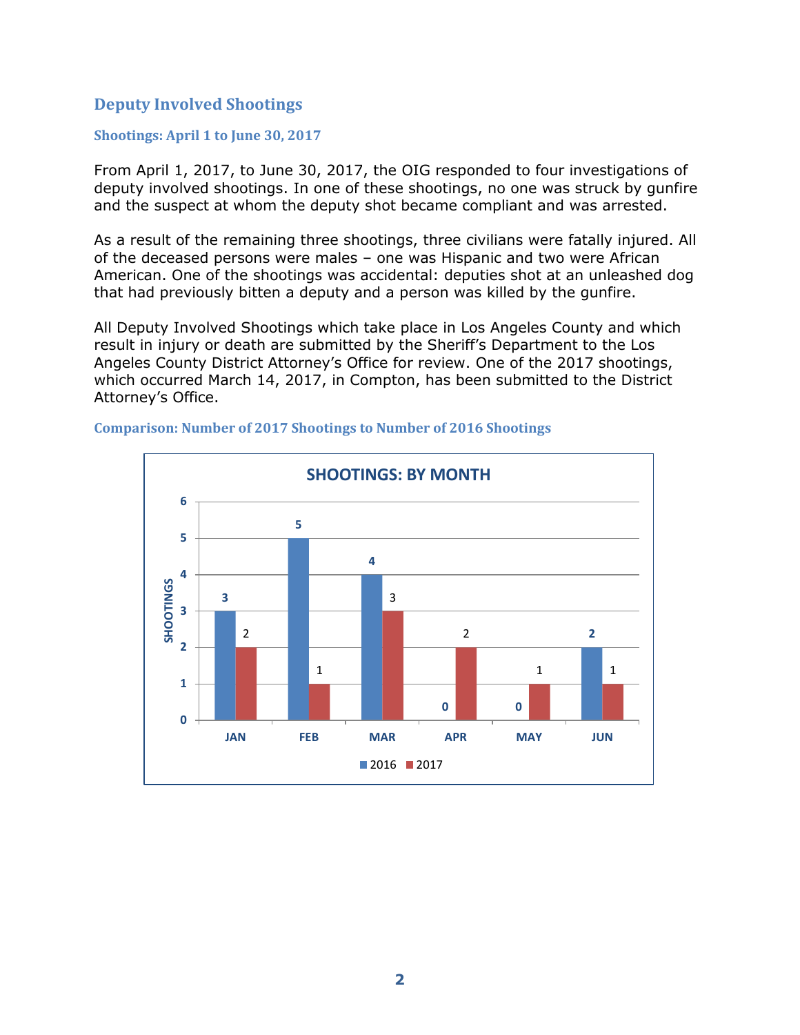## Deputy Involved Shootings

### Shootings: April 1 to June 30, 2017

From April 1, 2017, to June 30, 2017, the OIG responded to four investigations of deputy involved shootings. In one of these shootings, no one was struck by gunfire and the suspect at whom the deputy shot became compliant and was arrested.

As a result of the remaining three shootings, three civilians were fatally injured. All of the deceased persons were males – one was Hispanic and two were African American. One of the shootings was accidental: deputies shot at an unleashed dog that had previously bitten a deputy and a person was killed by the gunfire.

All Deputy Involved Shootings which take place in Los Angeles County and which result in injury or death are submitted by the Sheriff's Department to the Los Angeles County District Attorney's Office for review. One of the 2017 shootings, which occurred March 14, 2017, in Compton, has been submitted to the District Attorney's Office.

### Comparison: Number of 2017 Shootings to Number of 2016 Shootings

**SHOOTINGS: BY MONTH**

| Month | 2016 | 2017 |
|---|---|---|
| JAN | 3 | 2 |
| FEB | 5 | 1 |
| MAR | 4 | 3 |
| APR | 0 | 2 |
| MAY | 0 | 1 |
| JUN | 2 | 1 |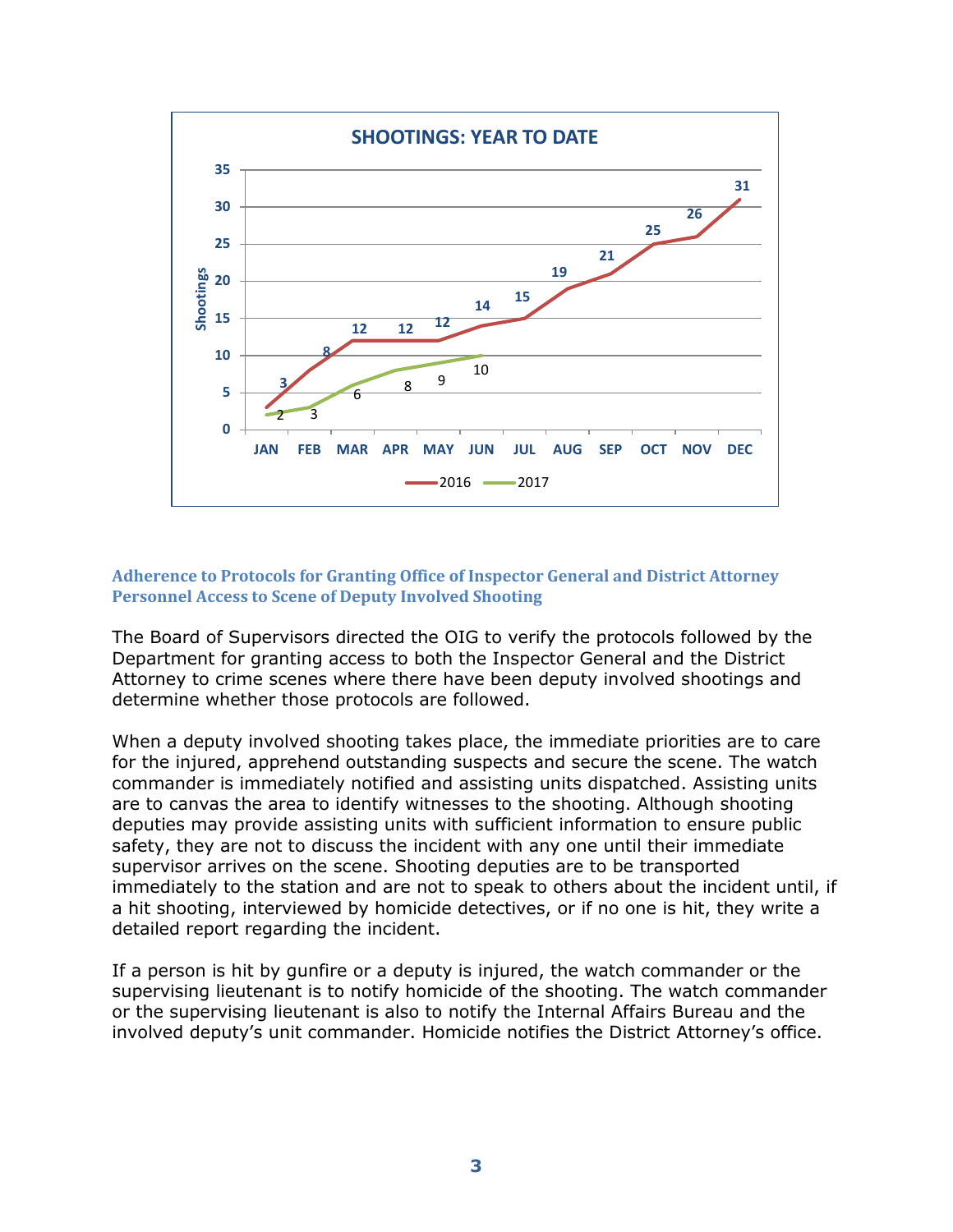**SHOOTINGS: YEAR TO DATE**

| Month | 2016 | 2017 |
|---|---|---|
| JAN | 3 | 2 |
| FEB | 8 | 3 |
| MAR | 12 | 6 |
| APR | 12 | 8 |
| MAY | 12 | 9 |
| JUN | 14 | 10 |
| JUL | 15 | |
| AUG | 19 | |
| SEP | 21 | |
| OCT | 25 | |
| NOV | 26 | |
| DEC | 31 | |

### Adherence to Protocols for Granting Office of Inspector General and District Attorney Personnel Access to Scene of Deputy Involved Shooting

The Board of Supervisors directed the OIG to verify the protocols followed by the Department for granting access to both the Inspector General and the District Attorney to crime scenes where there have been deputy involved shootings and determine whether those protocols are followed.

When a deputy involved shooting takes place, the immediate priorities are to care for the injured, apprehend outstanding suspects and secure the scene. The watch commander is immediately notified and assisting units dispatched. Assisting units are to canvas the area to identify witnesses to the shooting. Although shooting deputies may provide assisting units with sufficient information to ensure public safety, they are not to discuss the incident with any one until their immediate supervisor arrives on the scene. Shooting deputies are to be transported immediately to the station and are not to speak to others about the incident until, if a hit shooting, interviewed by homicide detectives, or if no one is hit, they write a detailed report regarding the incident.

If a person is hit by gunfire or a deputy is injured, the watch commander or the supervising lieutenant is to notify homicide of the shooting. The watch commander or the supervising lieutenant is also to notify the Internal Affairs Bureau and the involved deputy's unit commander. Homicide notifies the District Attorney's office.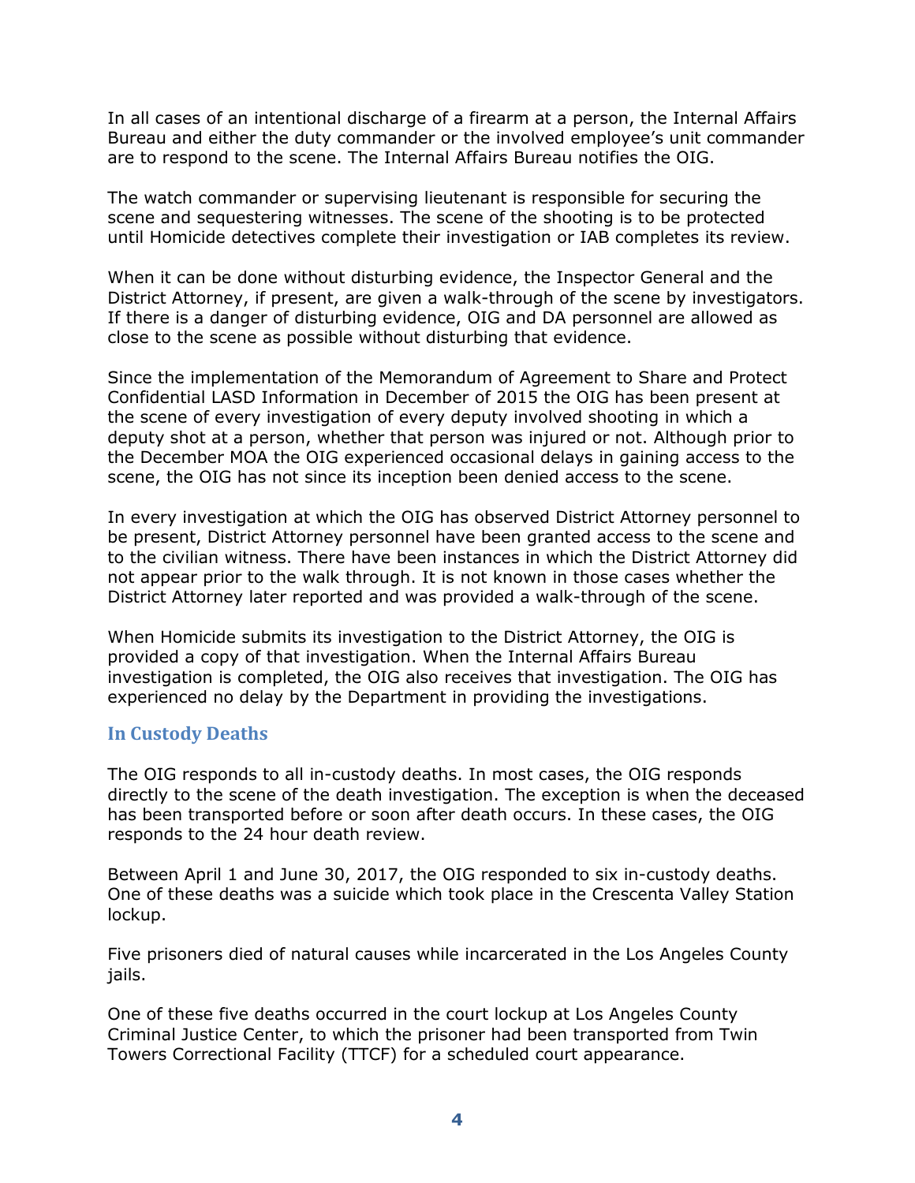In all cases of an intentional discharge of a firearm at a person, the Internal Affairs Bureau and either the duty commander or the involved employee's unit commander are to respond to the scene. The Internal Affairs Bureau notifies the OIG.

The watch commander or supervising lieutenant is responsible for securing the scene and sequestering witnesses. The scene of the shooting is to be protected until Homicide detectives complete their investigation or IAB completes its review.

When it can be done without disturbing evidence, the Inspector General and the District Attorney, if present, are given a walk-through of the scene by investigators. If there is a danger of disturbing evidence, OIG and DA personnel are allowed as close to the scene as possible without disturbing that evidence.

Since the implementation of the Memorandum of Agreement to Share and Protect Confidential LASD Information in December of 2015 the OIG has been present at the scene of every investigation of every deputy involved shooting in which a deputy shot at a person, whether that person was injured or not. Although prior to the December MOA the OIG experienced occasional delays in gaining access to the scene, the OIG has not since its inception been denied access to the scene.

In every investigation at which the OIG has observed District Attorney personnel to be present, District Attorney personnel have been granted access to the scene and to the civilian witness. There have been instances in which the District Attorney did not appear prior to the walk through. It is not known in those cases whether the District Attorney later reported and was provided a walk-through of the scene.

When Homicide submits its investigation to the District Attorney, the OIG is provided a copy of that investigation. When the Internal Affairs Bureau investigation is completed, the OIG also receives that investigation. The OIG has experienced no delay by the Department in providing the investigations.

## In Custody Deaths

The OIG responds to all in-custody deaths. In most cases, the OIG responds directly to the scene of the death investigation. The exception is when the deceased has been transported before or soon after death occurs. In these cases, the OIG responds to the 24 hour death review.

Between April 1 and June 30, 2017, the OIG responded to six in-custody deaths. One of these deaths was a suicide which took place in the Crescenta Valley Station lockup.

Five prisoners died of natural causes while incarcerated in the Los Angeles County jails.

One of these five deaths occurred in the court lockup at Los Angeles County Criminal Justice Center, to which the prisoner had been transported from Twin Towers Correctional Facility (TTCF) for a scheduled court appearance.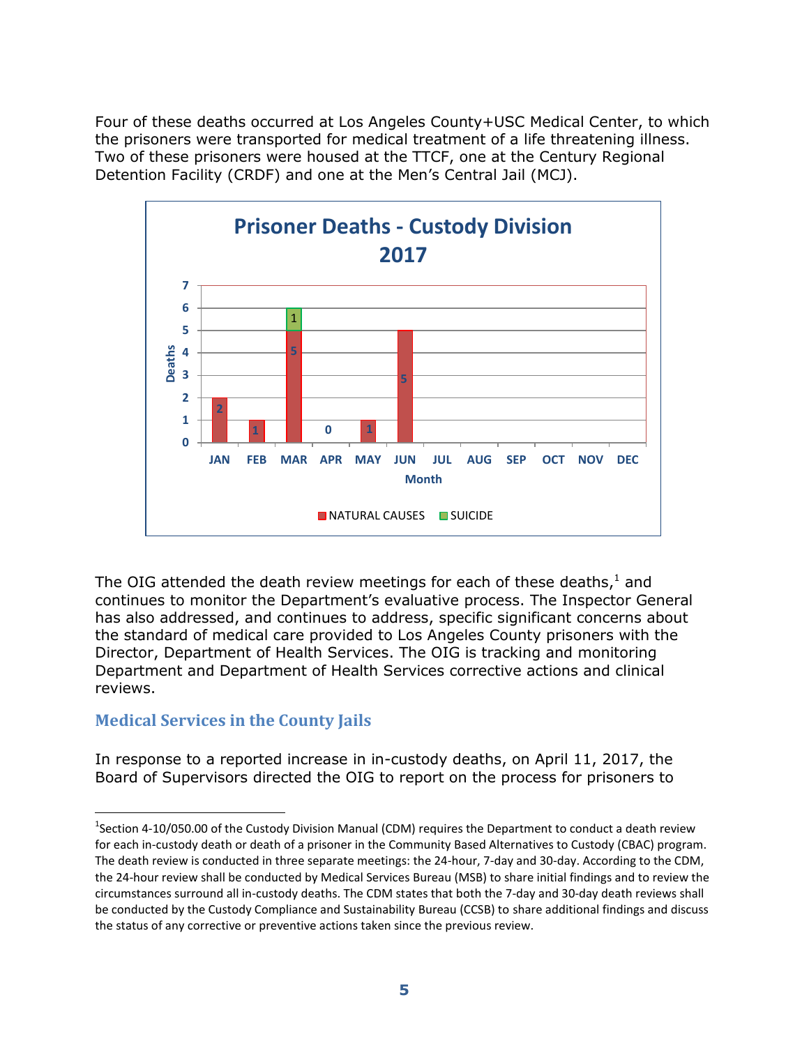Four of these deaths occurred at Los Angeles County+USC Medical Center, to which the prisoners were transported for medical treatment of a life threatening illness. Two of these prisoners were housed at the TTCF, one at the Century Regional Detention Facility (CRDF) and one at the Men's Central Jail (MCJ).

**Prisoner Deaths - Custody Division 2017**

| Month | NATURAL CAUSES | SUICIDE |
|---|---|---|
| JAN | 2 | |
| FEB | 1 | |
| MAR | 5 | 1 |
| APR | 0 | |
| MAY | 1 | |
| JUN | 5 | |
| JUL | | |
| AUG | | |
| SEP | | |
| OCT | | |
| NOV | | |
| DEC | | |

The OIG attended the death review meetings for each of these deaths,[1] and continues to monitor the Department's evaluative process. The Inspector General has also addressed, and continues to address, specific significant concerns about the standard of medical care provided to Los Angeles County prisoners with the Director, Department of Health Services. The OIG is tracking and monitoring Department and Department of Health Services corrective actions and clinical reviews.

## Medical Services in the County Jails

In response to a reported increase in in-custody deaths, on April 11, 2017, the Board of Supervisors directed the OIG to report on the process for prisoners to

---

[1] Section 4-10/050.00 of the Custody Division Manual (CDM) requires the Department to conduct a death review for each in-custody death or death of a prisoner in the Community Based Alternatives to Custody (CBAC) program. The death review is conducted in three separate meetings: the 24-hour, 7-day and 30-day. According to the CDM, the 24-hour review shall be conducted by Medical Services Bureau (MSB) to share initial findings and to review the circumstances surround all in-custody deaths. The CDM states that both the 7-day and 30-day death reviews shall be conducted by the Custody Compliance and Sustainability Bureau (CCSB) to share additional findings and discuss the status of any corrective or preventive actions taken since the previous review.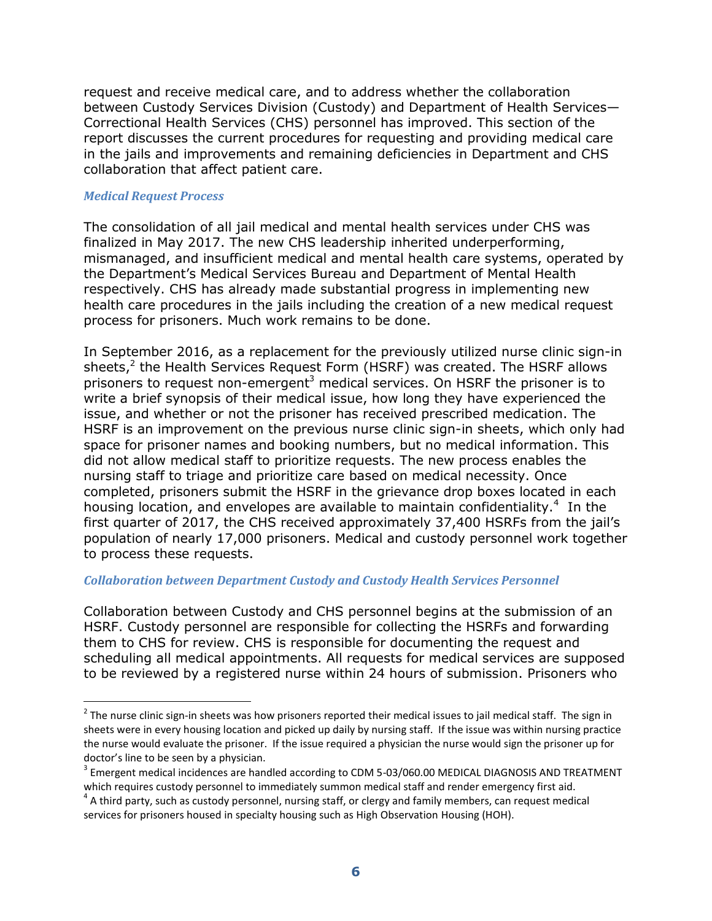request and receive medical care, and to address whether the collaboration between Custody Services Division (Custody) and Department of Health Services—Correctional Health Services (CHS) personnel has improved. This section of the report discusses the current procedures for requesting and providing medical care in the jails and improvements and remaining deficiencies in Department and CHS collaboration that affect patient care.

### *Medical Request Process*

The consolidation of all jail medical and mental health services under CHS was finalized in May 2017. The new CHS leadership inherited underperforming, mismanaged, and insufficient medical and mental health care systems, operated by the Department's Medical Services Bureau and Department of Mental Health respectively. CHS has already made substantial progress in implementing new health care procedures in the jails including the creation of a new medical request process for prisoners. Much work remains to be done.

In September 2016, as a replacement for the previously utilized nurse clinic sign-in sheets,[2] the Health Services Request Form (HSRF) was created. The HSRF allows prisoners to request non-emergent[3] medical services. On HSRF the prisoner is to write a brief synopsis of their medical issue, how long they have experienced the issue, and whether or not the prisoner has received prescribed medication. The HSRF is an improvement on the previous nurse clinic sign-in sheets, which only had space for prisoner names and booking numbers, but no medical information. This did not allow medical staff to prioritize requests. The new process enables the nursing staff to triage and prioritize care based on medical necessity. Once completed, prisoners submit the HSRF in the grievance drop boxes located in each housing location, and envelopes are available to maintain confidentiality.[4] In the first quarter of 2017, the CHS received approximately 37,400 HSRFs from the jail's population of nearly 17,000 prisoners. Medical and custody personnel work together to process these requests.

### *Collaboration between Department Custody and Custody Health Services Personnel*

Collaboration between Custody and CHS personnel begins at the submission of an HSRF. Custody personnel are responsible for collecting the HSRFs and forwarding them to CHS for review. CHS is responsible for documenting the request and scheduling all medical appointments. All requests for medical services are supposed to be reviewed by a registered nurse within 24 hours of submission. Prisoners who

---

[2] The nurse clinic sign-in sheets was how prisoners reported their medical issues to jail medical staff. The sign in sheets were in every housing location and picked up daily by nursing staff. If the issue was within nursing practice the nurse would evaluate the prisoner. If the issue required a physician the nurse would sign the prisoner up for doctor's line to be seen by a physician.

[3] Emergent medical incidences are handled according to CDM 5-03/060.00 MEDICAL DIAGNOSIS AND TREATMENT which requires custody personnel to immediately summon medical staff and render emergency first aid.

[4] A third party, such as custody personnel, nursing staff, or clergy and family members, can request medical services for prisoners housed in specialty housing such as High Observation Housing (HOH).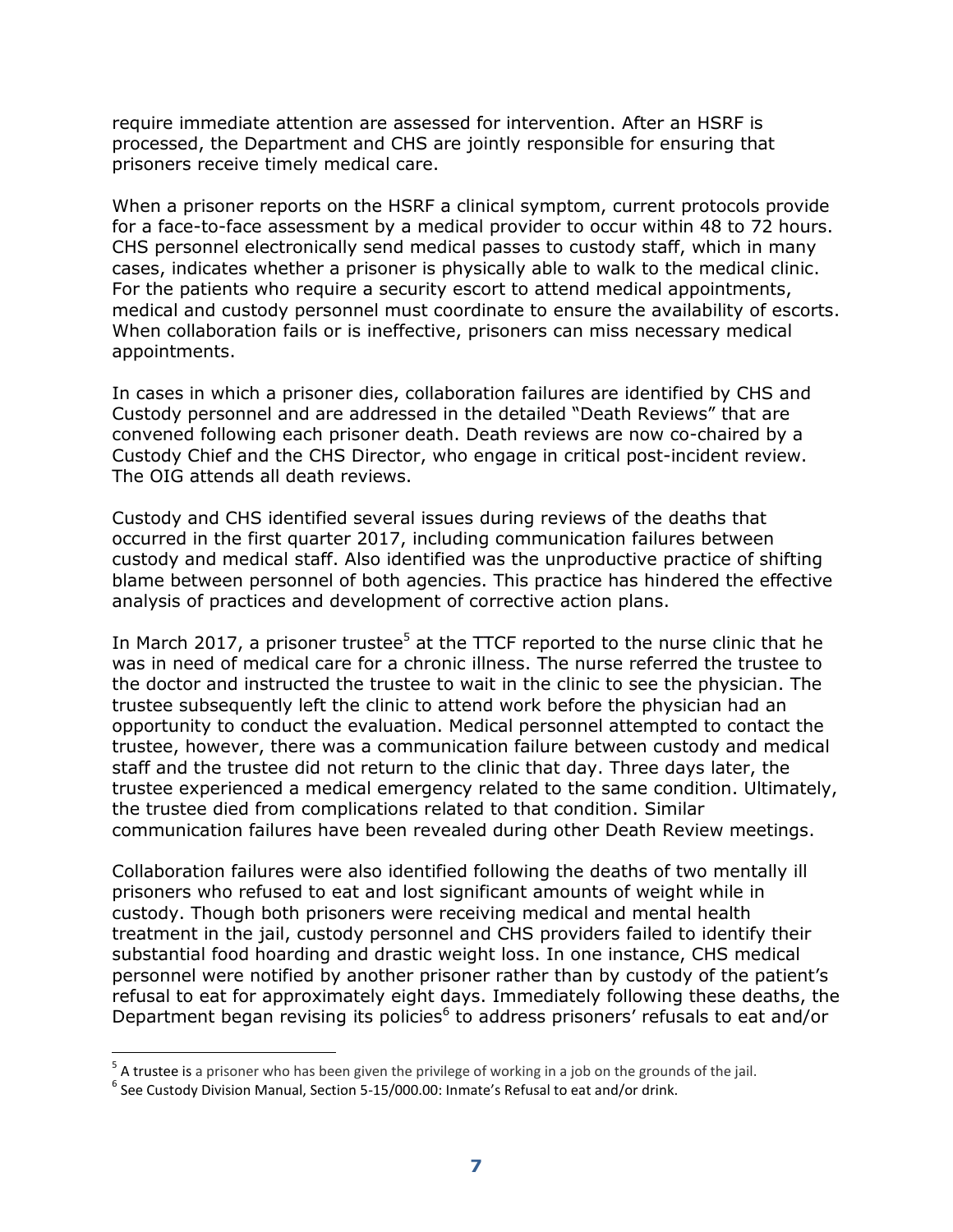require immediate attention are assessed for intervention. After an HSRF is processed, the Department and CHS are jointly responsible for ensuring that prisoners receive timely medical care.

When a prisoner reports on the HSRF a clinical symptom, current protocols provide for a face-to-face assessment by a medical provider to occur within 48 to 72 hours. CHS personnel electronically send medical passes to custody staff, which in many cases, indicates whether a prisoner is physically able to walk to the medical clinic. For the patients who require a security escort to attend medical appointments, medical and custody personnel must coordinate to ensure the availability of escorts. When collaboration fails or is ineffective, prisoners can miss necessary medical appointments.

In cases in which a prisoner dies, collaboration failures are identified by CHS and Custody personnel and are addressed in the detailed "Death Reviews" that are convened following each prisoner death. Death reviews are now co-chaired by a Custody Chief and the CHS Director, who engage in critical post-incident review. The OIG attends all death reviews.

Custody and CHS identified several issues during reviews of the deaths that occurred in the first quarter 2017, including communication failures between custody and medical staff. Also identified was the unproductive practice of shifting blame between personnel of both agencies. This practice has hindered the effective analysis of practices and development of corrective action plans.

In March 2017, a prisoner trustee[5] at the TTCF reported to the nurse clinic that he was in need of medical care for a chronic illness. The nurse referred the trustee to the doctor and instructed the trustee to wait in the clinic to see the physician. The trustee subsequently left the clinic to attend work before the physician had an opportunity to conduct the evaluation. Medical personnel attempted to contact the trustee, however, there was a communication failure between custody and medical staff and the trustee did not return to the clinic that day. Three days later, the trustee experienced a medical emergency related to the same condition. Ultimately, the trustee died from complications related to that condition. Similar communication failures have been revealed during other Death Review meetings.

Collaboration failures were also identified following the deaths of two mentally ill prisoners who refused to eat and lost significant amounts of weight while in custody. Though both prisoners were receiving medical and mental health treatment in the jail, custody personnel and CHS providers failed to identify their substantial food hoarding and drastic weight loss. In one instance, CHS medical personnel were notified by another prisoner rather than by custody of the patient's refusal to eat for approximately eight days. Immediately following these deaths, the Department began revising its policies[6] to address prisoners' refusals to eat and/or

[5] A trustee is a prisoner who has been given the privilege of working in a job on the grounds of the jail.

[6] See Custody Division Manual, Section 5-15/000.00: Inmate's Refusal to eat and/or drink.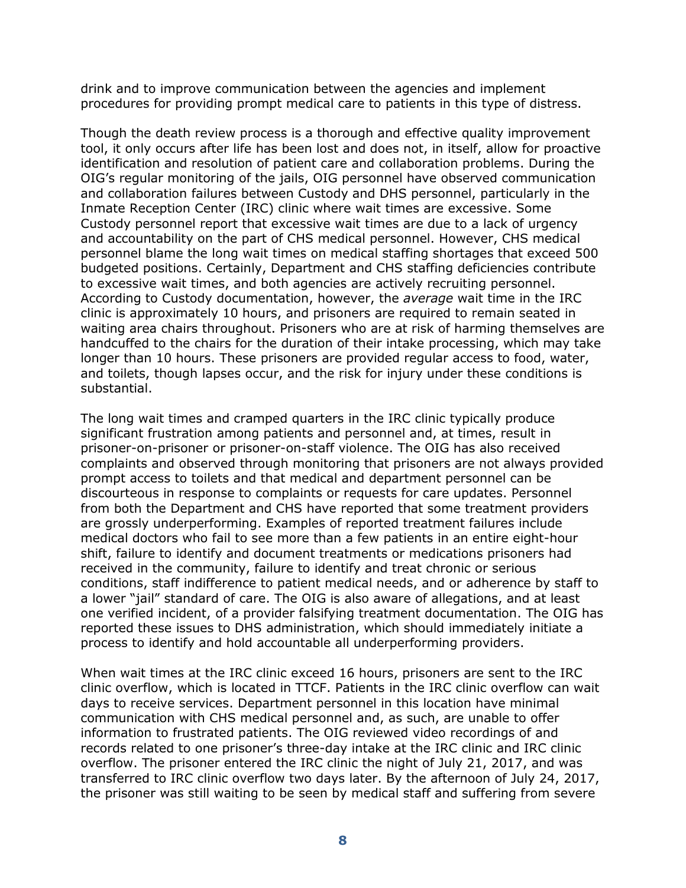drink and to improve communication between the agencies and implement procedures for providing prompt medical care to patients in this type of distress.

Though the death review process is a thorough and effective quality improvement tool, it only occurs after life has been lost and does not, in itself, allow for proactive identification and resolution of patient care and collaboration problems. During the OIG's regular monitoring of the jails, OIG personnel have observed communication and collaboration failures between Custody and DHS personnel, particularly in the Inmate Reception Center (IRC) clinic where wait times are excessive. Some Custody personnel report that excessive wait times are due to a lack of urgency and accountability on the part of CHS medical personnel. However, CHS medical personnel blame the long wait times on medical staffing shortages that exceed 500 budgeted positions. Certainly, Department and CHS staffing deficiencies contribute to excessive wait times, and both agencies are actively recruiting personnel. According to Custody documentation, however, the *average* wait time in the IRC clinic is approximately 10 hours, and prisoners are required to remain seated in waiting area chairs throughout. Prisoners who are at risk of harming themselves are handcuffed to the chairs for the duration of their intake processing, which may take longer than 10 hours. These prisoners are provided regular access to food, water, and toilets, though lapses occur, and the risk for injury under these conditions is substantial.

The long wait times and cramped quarters in the IRC clinic typically produce significant frustration among patients and personnel and, at times, result in prisoner-on-prisoner or prisoner-on-staff violence. The OIG has also received complaints and observed through monitoring that prisoners are not always provided prompt access to toilets and that medical and department personnel can be discourteous in response to complaints or requests for care updates. Personnel from both the Department and CHS have reported that some treatment providers are grossly underperforming. Examples of reported treatment failures include medical doctors who fail to see more than a few patients in an entire eight-hour shift, failure to identify and document treatments or medications prisoners had received in the community, failure to identify and treat chronic or serious conditions, staff indifference to patient medical needs, and or adherence by staff to a lower "jail" standard of care. The OIG is also aware of allegations, and at least one verified incident, of a provider falsifying treatment documentation. The OIG has reported these issues to DHS administration, which should immediately initiate a process to identify and hold accountable all underperforming providers.

When wait times at the IRC clinic exceed 16 hours, prisoners are sent to the IRC clinic overflow, which is located in TTCF. Patients in the IRC clinic overflow can wait days to receive services. Department personnel in this location have minimal communication with CHS medical personnel and, as such, are unable to offer information to frustrated patients. The OIG reviewed video recordings of and records related to one prisoner's three-day intake at the IRC clinic and IRC clinic overflow. The prisoner entered the IRC clinic the night of July 21, 2017, and was transferred to IRC clinic overflow two days later. By the afternoon of July 24, 2017, the prisoner was still waiting to be seen by medical staff and suffering from severe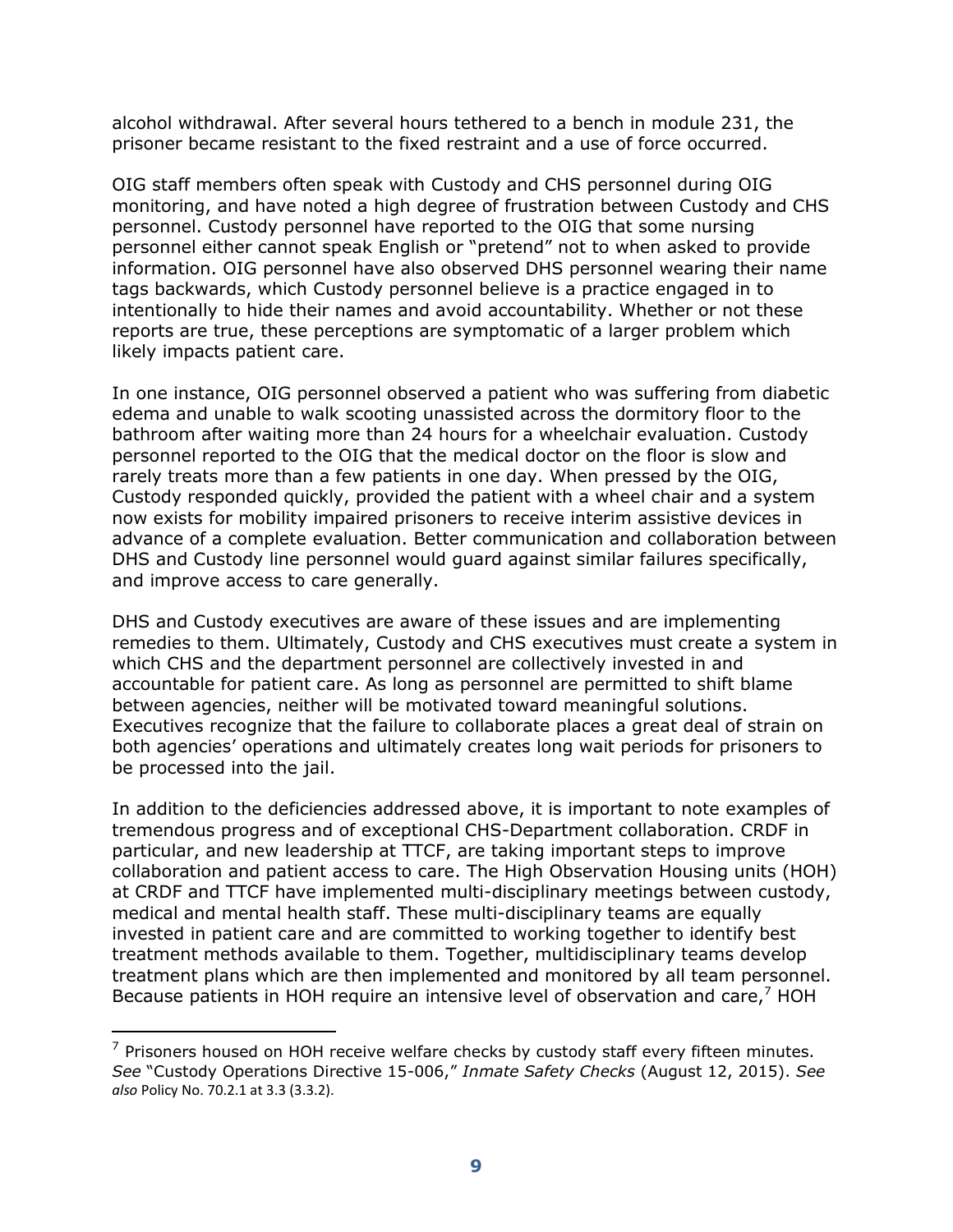alcohol withdrawal. After several hours tethered to a bench in module 231, the prisoner became resistant to the fixed restraint and a use of force occurred.

OIG staff members often speak with Custody and CHS personnel during OIG monitoring, and have noted a high degree of frustration between Custody and CHS personnel. Custody personnel have reported to the OIG that some nursing personnel either cannot speak English or "pretend" not to when asked to provide information. OIG personnel have also observed DHS personnel wearing their name tags backwards, which Custody personnel believe is a practice engaged in to intentionally to hide their names and avoid accountability. Whether or not these reports are true, these perceptions are symptomatic of a larger problem which likely impacts patient care.

In one instance, OIG personnel observed a patient who was suffering from diabetic edema and unable to walk scooting unassisted across the dormitory floor to the bathroom after waiting more than 24 hours for a wheelchair evaluation. Custody personnel reported to the OIG that the medical doctor on the floor is slow and rarely treats more than a few patients in one day. When pressed by the OIG, Custody responded quickly, provided the patient with a wheel chair and a system now exists for mobility impaired prisoners to receive interim assistive devices in advance of a complete evaluation. Better communication and collaboration between DHS and Custody line personnel would guard against similar failures specifically, and improve access to care generally.

DHS and Custody executives are aware of these issues and are implementing remedies to them. Ultimately, Custody and CHS executives must create a system in which CHS and the department personnel are collectively invested in and accountable for patient care. As long as personnel are permitted to shift blame between agencies, neither will be motivated toward meaningful solutions. Executives recognize that the failure to collaborate places a great deal of strain on both agencies' operations and ultimately creates long wait periods for prisoners to be processed into the jail.

In addition to the deficiencies addressed above, it is important to note examples of tremendous progress and of exceptional CHS-Department collaboration. CRDF in particular, and new leadership at TTCF, are taking important steps to improve collaboration and patient access to care. The High Observation Housing units (HOH) at CRDF and TTCF have implemented multi-disciplinary meetings between custody, medical and mental health staff. These multi-disciplinary teams are equally invested in patient care and are committed to working together to identify best treatment methods available to them. Together, multidisciplinary teams develop treatment plans which are then implemented and monitored by all team personnel. Because patients in HOH require an intensive level of observation and care,[7] HOH

---

[7] Prisoners housed on HOH receive welfare checks by custody staff every fifteen minutes. *See* "Custody Operations Directive 15-006," *Inmate Safety Checks* (August 12, 2015). *See also* Policy No. 70.2.1 at 3.3 (3.3.2).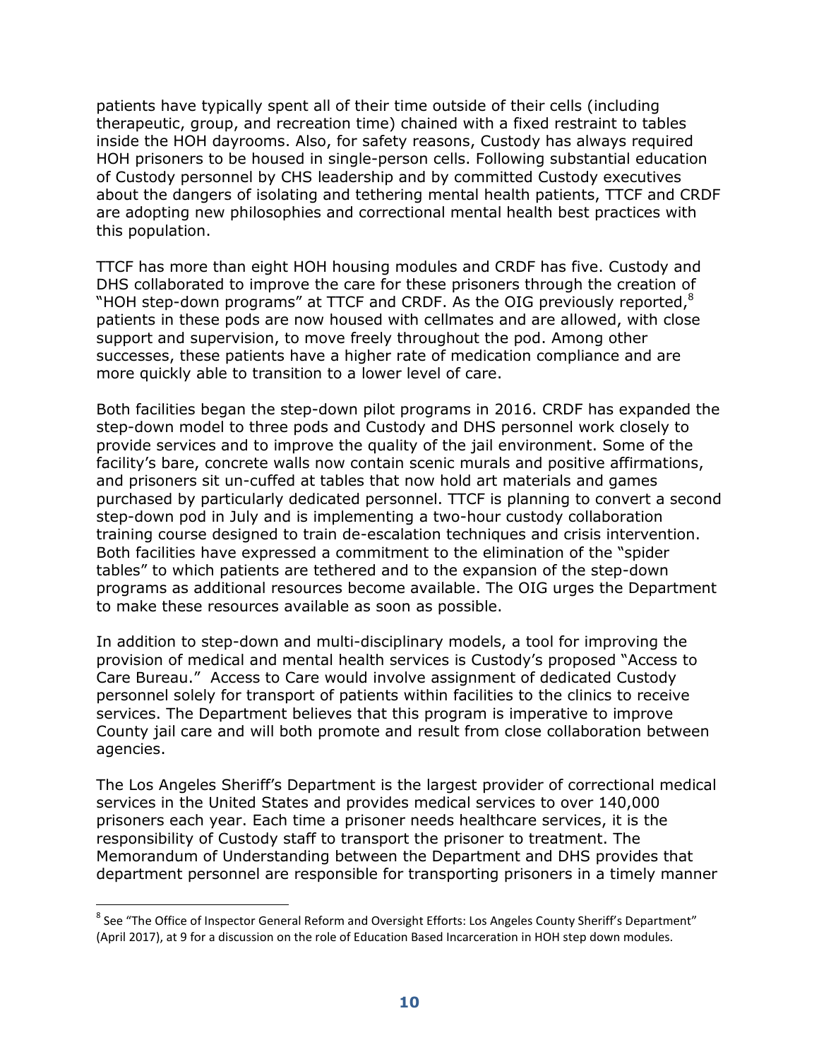patients have typically spent all of their time outside of their cells (including therapeutic, group, and recreation time) chained with a fixed restraint to tables inside the HOH dayrooms. Also, for safety reasons, Custody has always required HOH prisoners to be housed in single-person cells. Following substantial education of Custody personnel by CHS leadership and by committed Custody executives about the dangers of isolating and tethering mental health patients, TTCF and CRDF are adopting new philosophies and correctional mental health best practices with this population.

TTCF has more than eight HOH housing modules and CRDF has five. Custody and DHS collaborated to improve the care for these prisoners through the creation of "HOH step-down programs" at TTCF and CRDF. As the OIG previously reported,[8] patients in these pods are now housed with cellmates and are allowed, with close support and supervision, to move freely throughout the pod. Among other successes, these patients have a higher rate of medication compliance and are more quickly able to transition to a lower level of care.

Both facilities began the step-down pilot programs in 2016. CRDF has expanded the step-down model to three pods and Custody and DHS personnel work closely to provide services and to improve the quality of the jail environment. Some of the facility's bare, concrete walls now contain scenic murals and positive affirmations, and prisoners sit un-cuffed at tables that now hold art materials and games purchased by particularly dedicated personnel. TTCF is planning to convert a second step-down pod in July and is implementing a two-hour custody collaboration training course designed to train de-escalation techniques and crisis intervention. Both facilities have expressed a commitment to the elimination of the "spider tables" to which patients are tethered and to the expansion of the step-down programs as additional resources become available. The OIG urges the Department to make these resources available as soon as possible.

In addition to step-down and multi-disciplinary models, a tool for improving the provision of medical and mental health services is Custody's proposed "Access to Care Bureau." Access to Care would involve assignment of dedicated Custody personnel solely for transport of patients within facilities to the clinics to receive services. The Department believes that this program is imperative to improve County jail care and will both promote and result from close collaboration between agencies.

The Los Angeles Sheriff's Department is the largest provider of correctional medical services in the United States and provides medical services to over 140,000 prisoners each year. Each time a prisoner needs healthcare services, it is the responsibility of Custody staff to transport the prisoner to treatment. The Memorandum of Understanding between the Department and DHS provides that department personnel are responsible for transporting prisoners in a timely manner

[8] See "The Office of Inspector General Reform and Oversight Efforts: Los Angeles County Sheriff's Department" (April 2017), at 9 for a discussion on the role of Education Based Incarceration in HOH step down modules.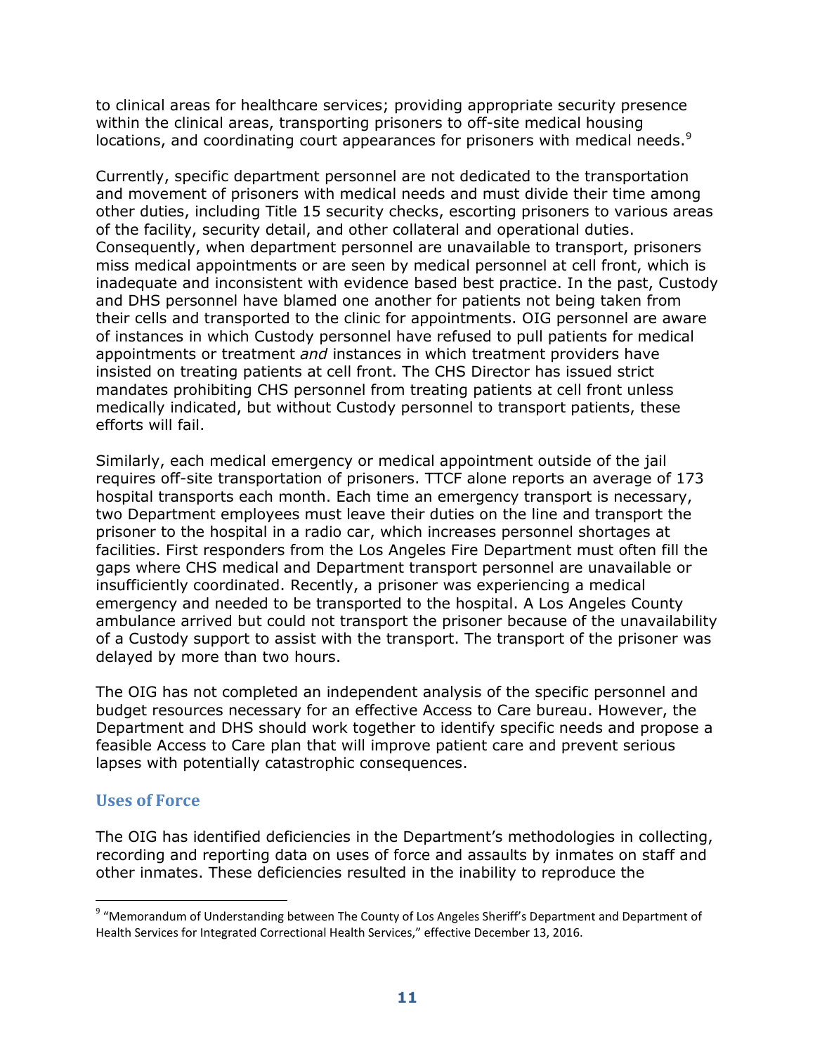to clinical areas for healthcare services; providing appropriate security presence within the clinical areas, transporting prisoners to off-site medical housing locations, and coordinating court appearances for prisoners with medical needs.[9]

Currently, specific department personnel are not dedicated to the transportation and movement of prisoners with medical needs and must divide their time among other duties, including Title 15 security checks, escorting prisoners to various areas of the facility, security detail, and other collateral and operational duties. Consequently, when department personnel are unavailable to transport, prisoners miss medical appointments or are seen by medical personnel at cell front, which is inadequate and inconsistent with evidence based best practice. In the past, Custody and DHS personnel have blamed one another for patients not being taken from their cells and transported to the clinic for appointments. OIG personnel are aware of instances in which Custody personnel have refused to pull patients for medical appointments or treatment *and* instances in which treatment providers have insisted on treating patients at cell front. The CHS Director has issued strict mandates prohibiting CHS personnel from treating patients at cell front unless medically indicated, but without Custody personnel to transport patients, these efforts will fail.

Similarly, each medical emergency or medical appointment outside of the jail requires off-site transportation of prisoners. TTCF alone reports an average of 173 hospital transports each month. Each time an emergency transport is necessary, two Department employees must leave their duties on the line and transport the prisoner to the hospital in a radio car, which increases personnel shortages at facilities. First responders from the Los Angeles Fire Department must often fill the gaps where CHS medical and Department transport personnel are unavailable or insufficiently coordinated. Recently, a prisoner was experiencing a medical emergency and needed to be transported to the hospital. A Los Angeles County ambulance arrived but could not transport the prisoner because of the unavailability of a Custody support to assist with the transport. The transport of the prisoner was delayed by more than two hours.

The OIG has not completed an independent analysis of the specific personnel and budget resources necessary for an effective Access to Care bureau. However, the Department and DHS should work together to identify specific needs and propose a feasible Access to Care plan that will improve patient care and prevent serious lapses with potentially catastrophic consequences.

## Uses of Force

The OIG has identified deficiencies in the Department's methodologies in collecting, recording and reporting data on uses of force and assaults by inmates on staff and other inmates. These deficiencies resulted in the inability to reproduce the

---

[9] "Memorandum of Understanding between The County of Los Angeles Sheriff's Department and Department of Health Services for Integrated Correctional Health Services," effective December 13, 2016.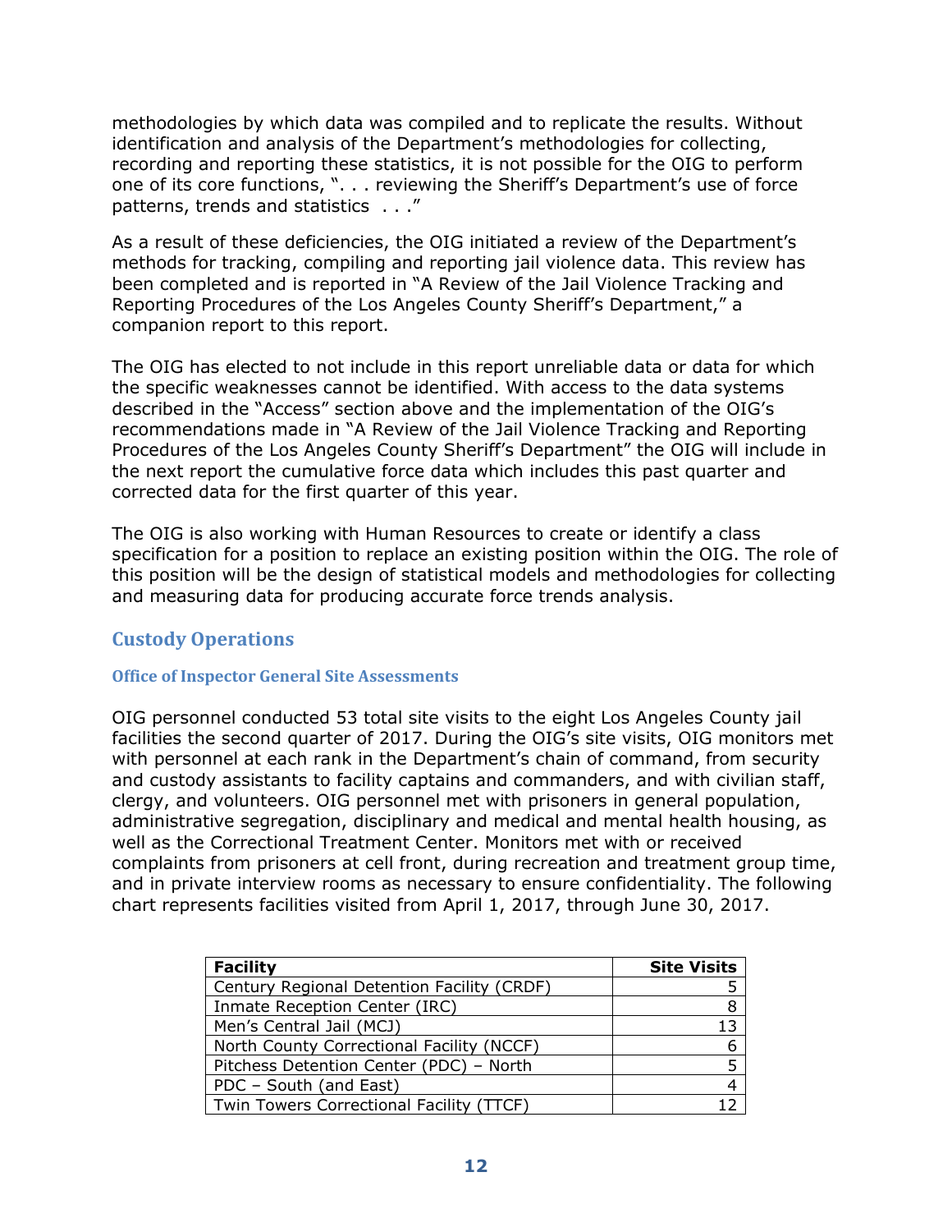methodologies by which data was compiled and to replicate the results. Without identification and analysis of the Department's methodologies for collecting, recording and reporting these statistics, it is not possible for the OIG to perform one of its core functions, ". . . reviewing the Sheriff's Department's use of force patterns, trends and statistics . . ."

As a result of these deficiencies, the OIG initiated a review of the Department's methods for tracking, compiling and reporting jail violence data. This review has been completed and is reported in "A Review of the Jail Violence Tracking and Reporting Procedures of the Los Angeles County Sheriff's Department," a companion report to this report.

The OIG has elected to not include in this report unreliable data or data for which the specific weaknesses cannot be identified. With access to the data systems described in the "Access" section above and the implementation of the OIG's recommendations made in "A Review of the Jail Violence Tracking and Reporting Procedures of the Los Angeles County Sheriff's Department" the OIG will include in the next report the cumulative force data which includes this past quarter and corrected data for the first quarter of this year.

The OIG is also working with Human Resources to create or identify a class specification for a position to replace an existing position within the OIG. The role of this position will be the design of statistical models and methodologies for collecting and measuring data for producing accurate force trends analysis.

## Custody Operations

### Office of Inspector General Site Assessments

OIG personnel conducted 53 total site visits to the eight Los Angeles County jail facilities the second quarter of 2017. During the OIG's site visits, OIG monitors met with personnel at each rank in the Department's chain of command, from security and custody assistants to facility captains and commanders, and with civilian staff, clergy, and volunteers. OIG personnel met with prisoners in general population, administrative segregation, disciplinary and medical and mental health housing, as well as the Correctional Treatment Center. Monitors met with or received complaints from prisoners at cell front, during recreation and treatment group time, and in private interview rooms as necessary to ensure confidentiality. The following chart represents facilities visited from April 1, 2017, through June 30, 2017.

| Facility | Site Visits |
|---|---:|
| Century Regional Detention Facility (CRDF) | 5 |
| Inmate Reception Center (IRC) | 8 |
| Men's Central Jail (MCJ) | 13 |
| North County Correctional Facility (NCCF) | 6 |
| Pitchess Detention Center (PDC) – North | 5 |
| PDC – South (and East) | 4 |
| Twin Towers Correctional Facility (TTCF) | 12 |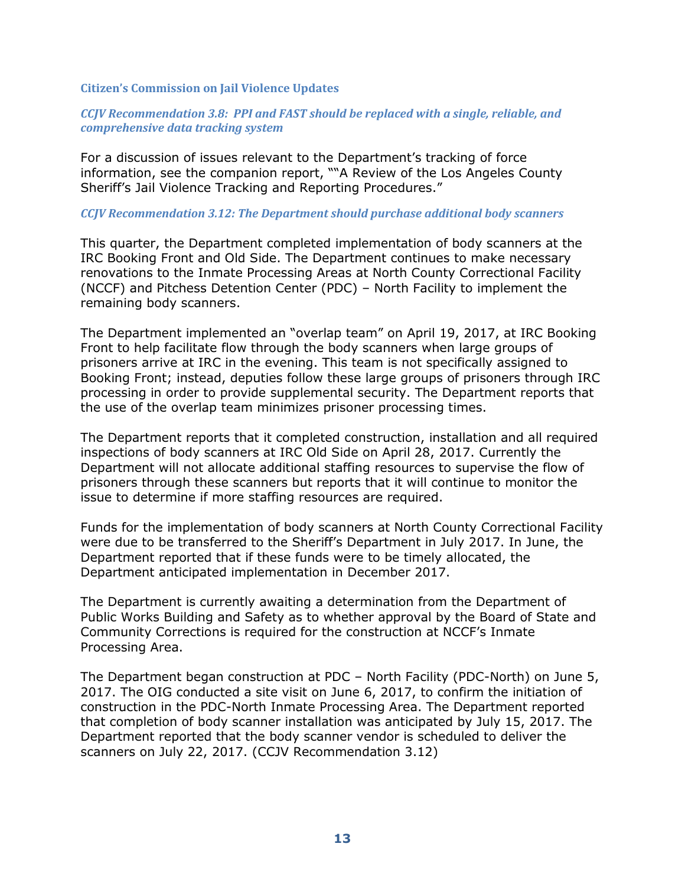### Citizen's Commission on Jail Violence Updates

#### *CCJV Recommendation 3.8: PPI and FAST should be replaced with a single, reliable, and comprehensive data tracking system*

For a discussion of issues relevant to the Department's tracking of force information, see the companion report, ""A Review of the Los Angeles County Sheriff's Jail Violence Tracking and Reporting Procedures."

#### *CCJV Recommendation 3.12: The Department should purchase additional body scanners*

This quarter, the Department completed implementation of body scanners at the IRC Booking Front and Old Side. The Department continues to make necessary renovations to the Inmate Processing Areas at North County Correctional Facility (NCCF) and Pitchess Detention Center (PDC) – North Facility to implement the remaining body scanners.

The Department implemented an "overlap team" on April 19, 2017, at IRC Booking Front to help facilitate flow through the body scanners when large groups of prisoners arrive at IRC in the evening. This team is not specifically assigned to Booking Front; instead, deputies follow these large groups of prisoners through IRC processing in order to provide supplemental security. The Department reports that the use of the overlap team minimizes prisoner processing times.

The Department reports that it completed construction, installation and all required inspections of body scanners at IRC Old Side on April 28, 2017. Currently the Department will not allocate additional staffing resources to supervise the flow of prisoners through these scanners but reports that it will continue to monitor the issue to determine if more staffing resources are required.

Funds for the implementation of body scanners at North County Correctional Facility were due to be transferred to the Sheriff's Department in July 2017. In June, the Department reported that if these funds were to be timely allocated, the Department anticipated implementation in December 2017.

The Department is currently awaiting a determination from the Department of Public Works Building and Safety as to whether approval by the Board of State and Community Corrections is required for the construction at NCCF's Inmate Processing Area.

The Department began construction at PDC – North Facility (PDC-North) on June 5, 2017. The OIG conducted a site visit on June 6, 2017, to confirm the initiation of construction in the PDC-North Inmate Processing Area. The Department reported that completion of body scanner installation was anticipated by July 15, 2017. The Department reported that the body scanner vendor is scheduled to deliver the scanners on July 22, 2017. (CCJV Recommendation 3.12)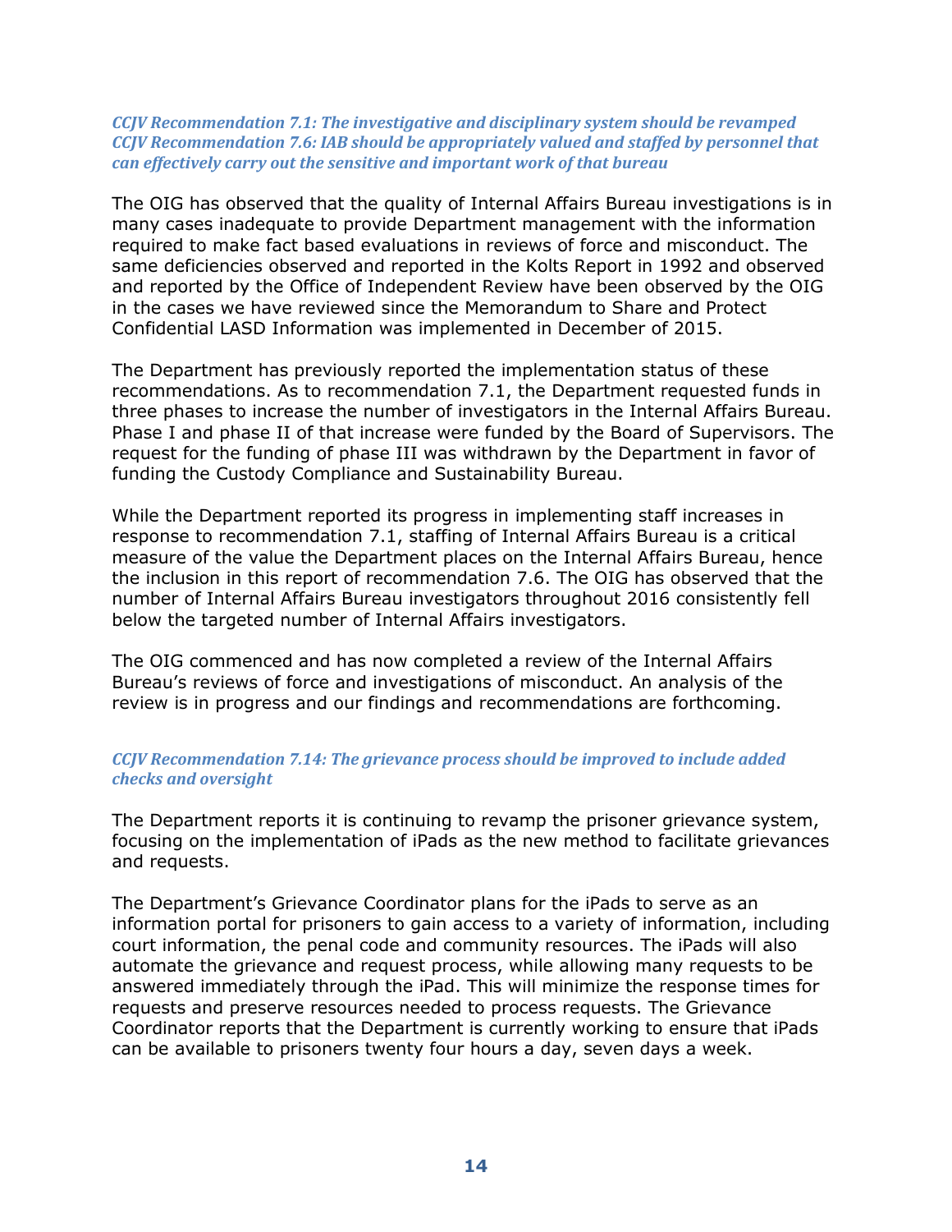***CCJV Recommendation 7.1: The investigative and disciplinary system should be revamped***
***CCJV Recommendation 7.6: IAB should be appropriately valued and staffed by personnel that can effectively carry out the sensitive and important work of that bureau***

The OIG has observed that the quality of Internal Affairs Bureau investigations is in many cases inadequate to provide Department management with the information required to make fact based evaluations in reviews of force and misconduct. The same deficiencies observed and reported in the Kolts Report in 1992 and observed and reported by the Office of Independent Review have been observed by the OIG in the cases we have reviewed since the Memorandum to Share and Protect Confidential LASD Information was implemented in December of 2015.

The Department has previously reported the implementation status of these recommendations. As to recommendation 7.1, the Department requested funds in three phases to increase the number of investigators in the Internal Affairs Bureau. Phase I and phase II of that increase were funded by the Board of Supervisors. The request for the funding of phase III was withdrawn by the Department in favor of funding the Custody Compliance and Sustainability Bureau.

While the Department reported its progress in implementing staff increases in response to recommendation 7.1, staffing of Internal Affairs Bureau is a critical measure of the value the Department places on the Internal Affairs Bureau, hence the inclusion in this report of recommendation 7.6. The OIG has observed that the number of Internal Affairs Bureau investigators throughout 2016 consistently fell below the targeted number of Internal Affairs investigators.

The OIG commenced and has now completed a review of the Internal Affairs Bureau's reviews of force and investigations of misconduct. An analysis of the review is in progress and our findings and recommendations are forthcoming.

***CCJV Recommendation 7.14: The grievance process should be improved to include added checks and oversight***

The Department reports it is continuing to revamp the prisoner grievance system, focusing on the implementation of iPads as the new method to facilitate grievances and requests.

The Department's Grievance Coordinator plans for the iPads to serve as an information portal for prisoners to gain access to a variety of information, including court information, the penal code and community resources. The iPads will also automate the grievance and request process, while allowing many requests to be answered immediately through the iPad. This will minimize the response times for requests and preserve resources needed to process requests. The Grievance Coordinator reports that the Department is currently working to ensure that iPads can be available to prisoners twenty four hours a day, seven days a week.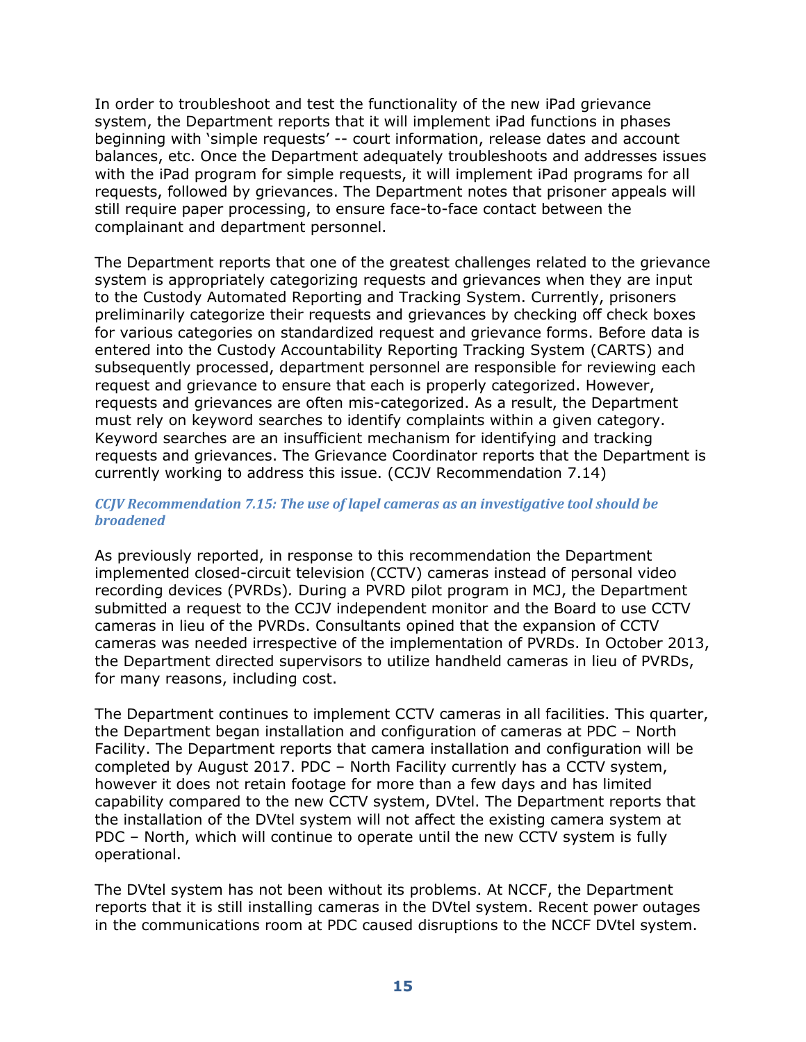In order to troubleshoot and test the functionality of the new iPad grievance system, the Department reports that it will implement iPad functions in phases beginning with 'simple requests' -- court information, release dates and account balances, etc. Once the Department adequately troubleshoots and addresses issues with the iPad program for simple requests, it will implement iPad programs for all requests, followed by grievances. The Department notes that prisoner appeals will still require paper processing, to ensure face-to-face contact between the complainant and department personnel.

The Department reports that one of the greatest challenges related to the grievance system is appropriately categorizing requests and grievances when they are input to the Custody Automated Reporting and Tracking System. Currently, prisoners preliminarily categorize their requests and grievances by checking off check boxes for various categories on standardized request and grievance forms. Before data is entered into the Custody Accountability Reporting Tracking System (CARTS) and subsequently processed, department personnel are responsible for reviewing each request and grievance to ensure that each is properly categorized. However, requests and grievances are often mis-categorized. As a result, the Department must rely on keyword searches to identify complaints within a given category. Keyword searches are an insufficient mechanism for identifying and tracking requests and grievances. The Grievance Coordinator reports that the Department is currently working to address this issue. (CCJV Recommendation 7.14)

### *CCJV Recommendation 7.15: The use of lapel cameras as an investigative tool should be broadened*

As previously reported, in response to this recommendation the Department implemented closed-circuit television (CCTV) cameras instead of personal video recording devices (PVRDs). During a PVRD pilot program in MCJ, the Department submitted a request to the CCJV independent monitor and the Board to use CCTV cameras in lieu of the PVRDs. Consultants opined that the expansion of CCTV cameras was needed irrespective of the implementation of PVRDs. In October 2013, the Department directed supervisors to utilize handheld cameras in lieu of PVRDs, for many reasons, including cost.

The Department continues to implement CCTV cameras in all facilities. This quarter, the Department began installation and configuration of cameras at PDC – North Facility. The Department reports that camera installation and configuration will be completed by August 2017. PDC – North Facility currently has a CCTV system, however it does not retain footage for more than a few days and has limited capability compared to the new CCTV system, DVtel. The Department reports that the installation of the DVtel system will not affect the existing camera system at PDC – North, which will continue to operate until the new CCTV system is fully operational.

The DVtel system has not been without its problems. At NCCF, the Department reports that it is still installing cameras in the DVtel system. Recent power outages in the communications room at PDC caused disruptions to the NCCF DVtel system.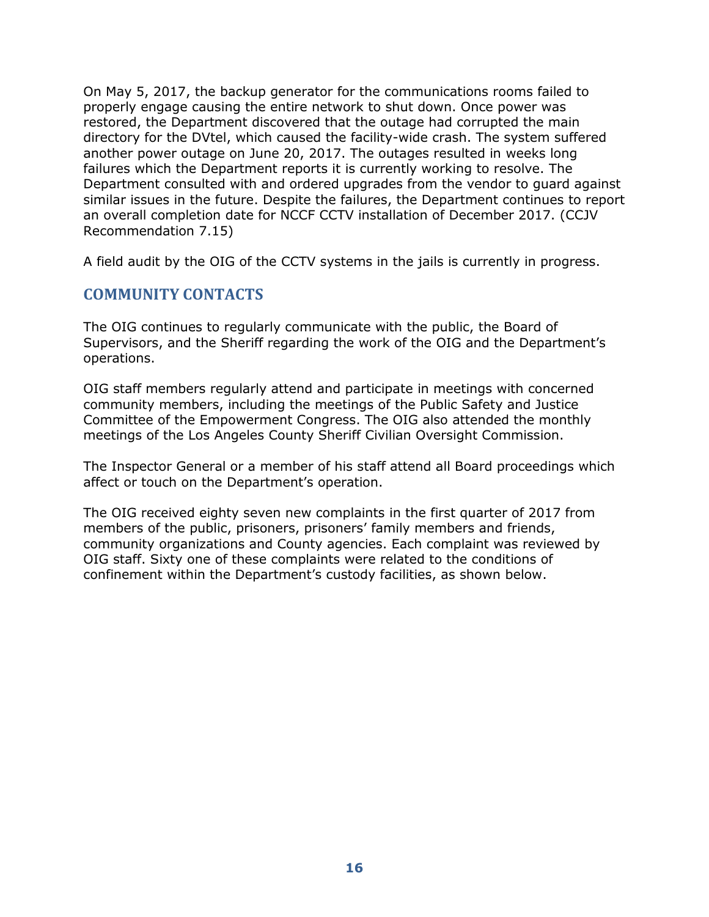On May 5, 2017, the backup generator for the communications rooms failed to properly engage causing the entire network to shut down. Once power was restored, the Department discovered that the outage had corrupted the main directory for the DVtel, which caused the facility-wide crash. The system suffered another power outage on June 20, 2017. The outages resulted in weeks long failures which the Department reports it is currently working to resolve. The Department consulted with and ordered upgrades from the vendor to guard against similar issues in the future. Despite the failures, the Department continues to report an overall completion date for NCCF CCTV installation of December 2017. (CCJV Recommendation 7.15)

A field audit by the OIG of the CCTV systems in the jails is currently in progress.

## COMMUNITY CONTACTS

The OIG continues to regularly communicate with the public, the Board of Supervisors, and the Sheriff regarding the work of the OIG and the Department's operations.

OIG staff members regularly attend and participate in meetings with concerned community members, including the meetings of the Public Safety and Justice Committee of the Empowerment Congress. The OIG also attended the monthly meetings of the Los Angeles County Sheriff Civilian Oversight Commission.

The Inspector General or a member of his staff attend all Board proceedings which affect or touch on the Department's operation.

The OIG received eighty seven new complaints in the first quarter of 2017 from members of the public, prisoners, prisoners' family members and friends, community organizations and County agencies. Each complaint was reviewed by OIG staff. Sixty one of these complaints were related to the conditions of confinement within the Department's custody facilities, as shown below.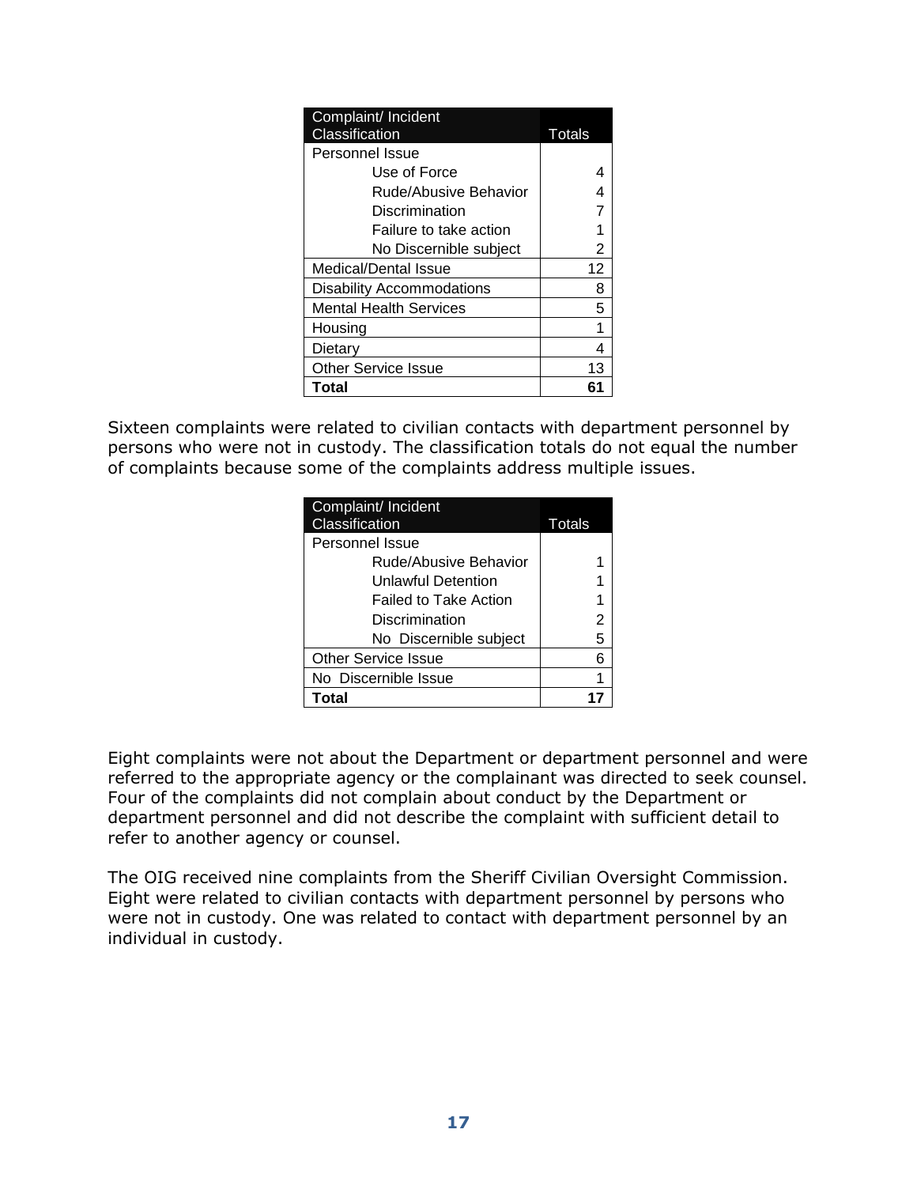| Complaint/ Incident Classification | Totals |
|---|---|
| Personnel Issue | |
| Use of Force | 4 |
| Rude/Abusive Behavior | 4 |
| Discrimination | 7 |
| Failure to take action | 1 |
| No Discernible subject | 2 |
| Medical/Dental Issue | 12 |
| Disability Accommodations | 8 |
| Mental Health Services | 5 |
| Housing | 1 |
| Dietary | 4 |
| Other Service Issue | 13 |
| **Total** | **61** |

Sixteen complaints were related to civilian contacts with department personnel by persons who were not in custody. The classification totals do not equal the number of complaints because some of the complaints address multiple issues.

| Complaint/ Incident Classification | Totals |
|---|---|
| Personnel Issue | |
| Rude/Abusive Behavior | 1 |
| Unlawful Detention | 1 |
| Failed to Take Action | 1 |
| Discrimination | 2 |
| No Discernible subject | 5 |
| Other Service Issue | 6 |
| No Discernible Issue | 1 |
| **Total** | **17** |

Eight complaints were not about the Department or department personnel and were referred to the appropriate agency or the complainant was directed to seek counsel. Four of the complaints did not complain about conduct by the Department or department personnel and did not describe the complaint with sufficient detail to refer to another agency or counsel.

The OIG received nine complaints from the Sheriff Civilian Oversight Commission. Eight were related to civilian contacts with department personnel by persons who were not in custody. One was related to contact with department personnel by an individual in custody.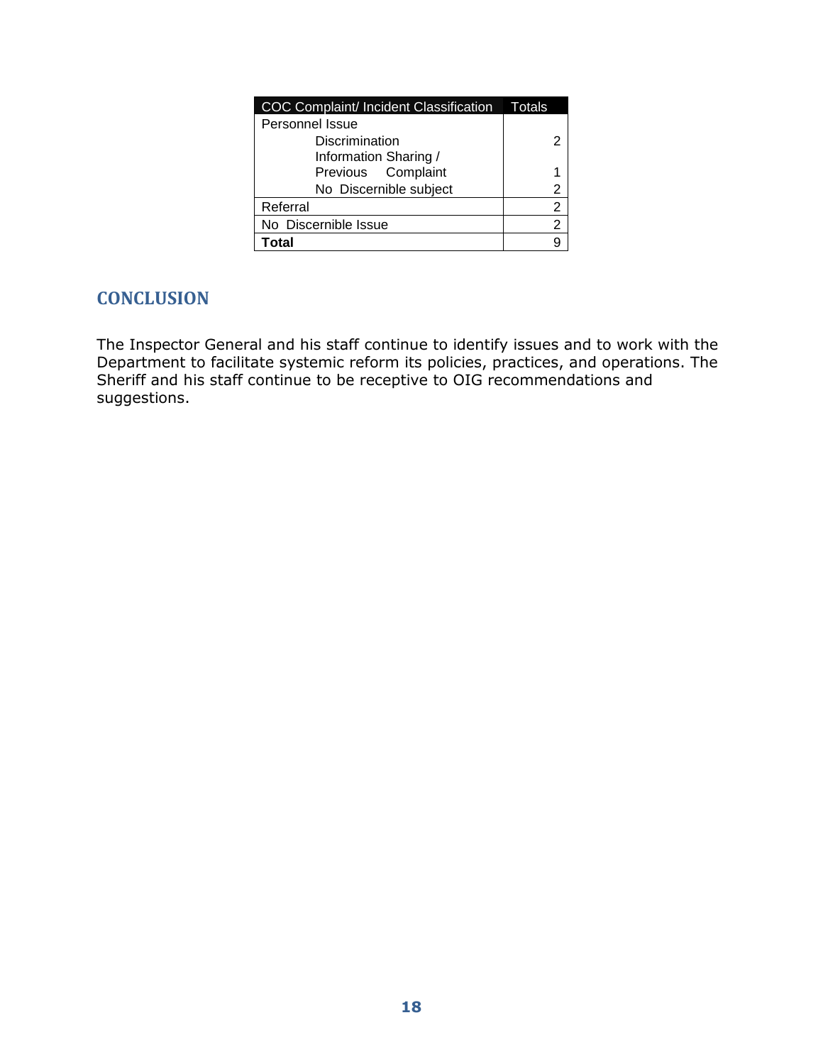| COC Complaint/ Incident Classification | Totals |
|---|---|
| Personnel Issue | |
| Discrimination | 2 |
| Information Sharing / Previous Complaint | 1 |
| No Discernible subject | 2 |
| Referral | 2 |
| No Discernible Issue | 2 |
| **Total** | 9 |

## CONCLUSION

The Inspector General and his staff continue to identify issues and to work with the Department to facilitate systemic reform its policies, practices, and operations. The Sheriff and his staff continue to be receptive to OIG recommendations and suggestions.